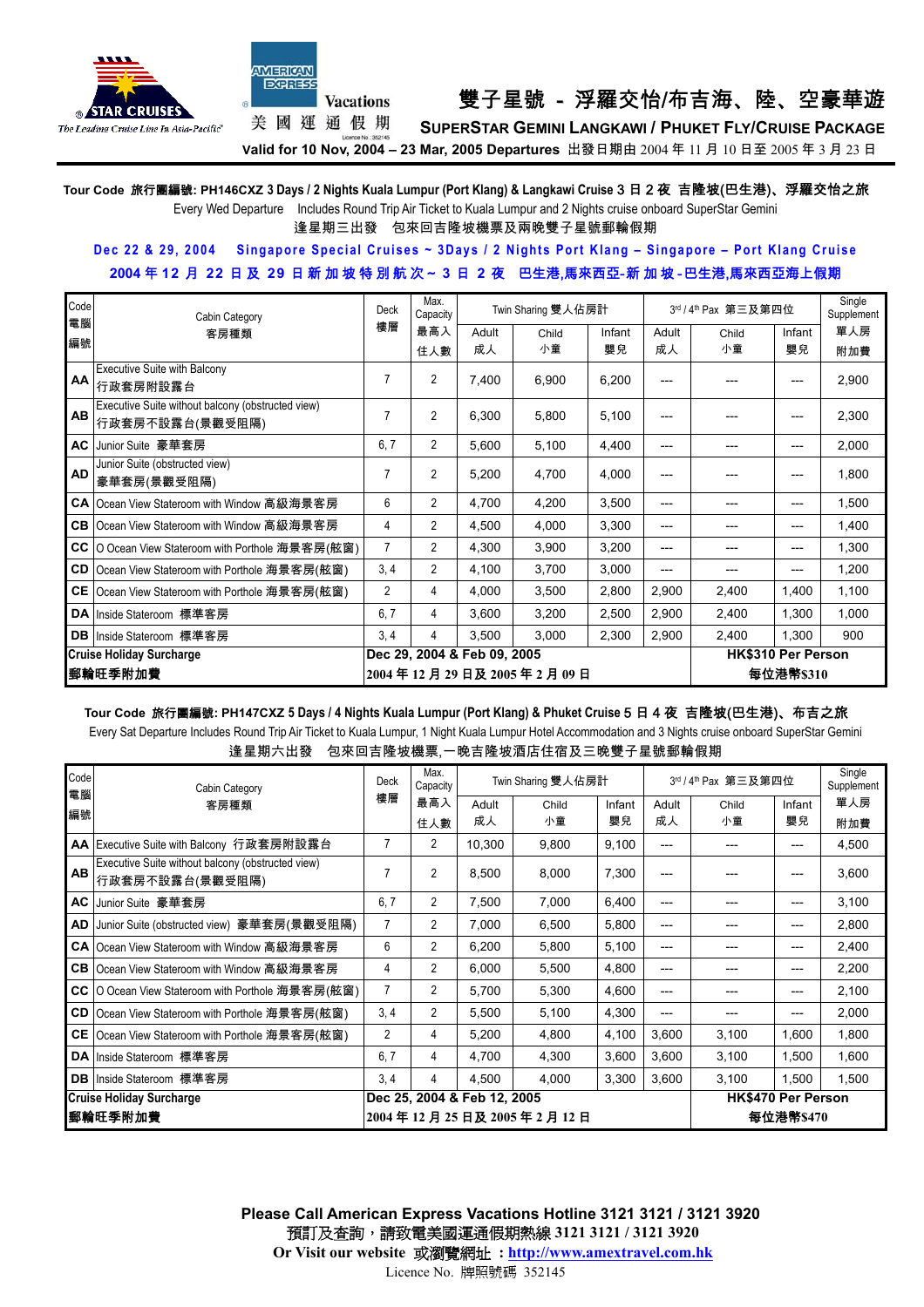STAR CRUISES
The Leading Cruise Line In Asia-Pacific

AMERICAN EXPRESS Vacations
美國運通假期
Licence No.: 352145

# 雙子星號 - 浮羅交怡/布吉海、陸、空豪華遊

## SUPERSTAR GEMINI LANGKAWI / PHUKET FLY/CRUISE PACKAGE

**Valid for 10 Nov, 2004 – 23 Mar, 2005 Departures** 出發日期由 2004 年 11 月 10 日至 2005 年 3 月 23 日

---

**Tour Code 旅行團編號: PH146CXZ 3 Days / 2 Nights Kuala Lumpur (Port Klang) & Langkawi Cruise 3 日 2 夜 吉隆坡(巴生港)、浮羅交怡之旅**

Every Wed Departure Includes Round Trip Air Ticket to Kuala Lumpur and 2 Nights cruise onboard SuperStar Gemini
逢星期三出發 包來回吉隆坡機票及兩晚雙子星號郵輪假期

**Dec 22 & 29, 2004 Singapore Special Cruises ~ 3Days / 2 Nights Port Klang – Singapore – Port Klang Cruise**
**2004 年 12 月 22 日及 29 日新加坡特別航次 ~ 3 日 2 夜 巴生港,馬來西亞-新加坡-巴生港,馬來西亞海上假期**

| Code 電腦編號 | Cabin Category 客房種類 | Deck 樓層 | Max. Capacity 最高入住人數 | Twin Sharing 雙人佔房計 | | | 3rd / 4th Pax 第三及第四位 | | | Single Supplement 單人房附加費 |
|---|---|---|---|---|---|---|---|---|---|---|
| | | | | Adult 成人 | Child 小童 | Infant 嬰兒 | Adult 成人 | Child 小童 | Infant 嬰兒 | |
| AA | Executive Suite with Balcony 行政套房附設露台 | 7 | 2 | 7,400 | 6,900 | 6,200 | --- | --- | --- | 2,900 |
| AB | Executive Suite without balcony (obstructed view) 行政套房不設露台(景觀受阻隔) | 7 | 2 | 6,300 | 5,800 | 5,100 | --- | --- | --- | 2,300 |
| AC | Junior Suite 豪華套房 | 6, 7 | 2 | 5,600 | 5,100 | 4,400 | --- | --- | --- | 2,000 |
| AD | Junior Suite (obstructed view) 豪華套房(景觀受阻隔) | 7 | 2 | 5,200 | 4,700 | 4,000 | --- | --- | --- | 1,800 |
| CA | Ocean View Stateroom with Window 高級海景客房 | 6 | 2 | 4,700 | 4,200 | 3,500 | --- | --- | --- | 1,500 |
| CB | Ocean View Stateroom with Window 高級海景客房 | 4 | 2 | 4,500 | 4,000 | 3,300 | --- | --- | --- | 1,400 |
| CC | O Ocean View Stateroom with Porthole 海景客房(舷窗) | 7 | 2 | 4,300 | 3,900 | 3,200 | --- | --- | --- | 1,300 |
| CD | Ocean View Stateroom with Porthole 海景客房(舷窗) | 3, 4 | 2 | 4,100 | 3,700 | 3,000 | --- | --- | --- | 1,200 |
| CE | Ocean View Stateroom with Porthole 海景客房(舷窗) | 2 | 4 | 4,000 | 3,500 | 2,800 | 2,900 | 2,400 | 1,400 | 1,100 |
| DA | Inside Stateroom 標準客房 | 6, 7 | 4 | 3,600 | 3,200 | 2,500 | 2,900 | 2,400 | 1,300 | 1,000 |
| DB | Inside Stateroom 標準客房 | 3, 4 | 4 | 3,500 | 3,000 | 2,300 | 2,900 | 2,400 | 1,300 | 900 |
| Cruise Holiday Surcharge 郵輪旺季附加費 | | Dec 29, 2004 & Feb 09, 2005 2004 年 12 月 29 日及 2005 年 2 月 09 日 | | | | | HK$310 Per Person 每位港幣$310 | | | |

---

**Tour Code 旅行團編號: PH147CXZ 5 Days / 4 Nights Kuala Lumpur (Port Klang) & Phuket Cruise 5 日 4 夜 吉隆坡(巴生港)、布吉之旅**

Every Sat Departure Includes Round Trip Air Ticket to Kuala Lumpur, 1 Night Kuala Lumpur Hotel Accommodation and 3 Nights cruise onboard SuperStar Gemini
逢星期六出發 包來回吉隆坡機票,一晚吉隆坡酒店住宿及三晚雙子星號郵輪假期

| Code 電腦編號 | Cabin Category 客房種類 | Deck 樓層 | Max. Capacity 最高入住人數 | Twin Sharing 雙人佔房計 | | | 3rd / 4th Pax 第三及第四位 | | | Single Supplement 單人房附加費 |
|---|---|---|---|---|---|---|---|---|---|---|
| | | | | Adult 成人 | Child 小童 | Infant 嬰兒 | Adult 成人 | Child 小童 | Infant 嬰兒 | |
| AA | Executive Suite with Balcony 行政套房附設露台 | 7 | 2 | 10,300 | 9,800 | 9,100 | --- | --- | --- | 4,500 |
| AB | Executive Suite without balcony (obstructed view) 行政套房不設露台(景觀受阻隔) | 7 | 2 | 8,500 | 8,000 | 7,300 | --- | --- | --- | 3,600 |
| AC | Junior Suite 豪華套房 | 6, 7 | 2 | 7,500 | 7,000 | 6,400 | --- | --- | --- | 3,100 |
| AD | Junior Suite (obstructed view) 豪華套房(景觀受阻隔) | 7 | 2 | 7,000 | 6,500 | 5,800 | --- | --- | --- | 2,800 |
| CA | Ocean View Stateroom with Window 高級海景客房 | 6 | 2 | 6,200 | 5,800 | 5,100 | --- | --- | --- | 2,400 |
| CB | Ocean View Stateroom with Window 高級海景客房 | 4 | 2 | 6,000 | 5,500 | 4,800 | --- | --- | --- | 2,200 |
| CC | O Ocean View Stateroom with Porthole 海景客房(舷窗) | 7 | 2 | 5,700 | 5,300 | 4,600 | --- | --- | --- | 2,100 |
| CD | Ocean View Stateroom with Porthole 海景客房(舷窗) | 3, 4 | 2 | 5,500 | 5,100 | 4,300 | --- | --- | --- | 2,000 |
| CE | Ocean View Stateroom with Porthole 海景客房(舷窗) | 2 | 4 | 5,200 | 4,800 | 4,100 | 3,600 | 3,100 | 1,600 | 1,800 |
| DA | Inside Stateroom 標準客房 | 6, 7 | 4 | 4,700 | 4,300 | 3,600 | 3,600 | 3,100 | 1,500 | 1,600 |
| DB | Inside Stateroom 標準客房 | 3, 4 | 4 | 4,500 | 4,000 | 3,300 | 3,600 | 3,100 | 1,500 | 1,500 |
| Cruise Holiday Surcharge 郵輪旺季附加費 | | Dec 25, 2004 & Feb 12, 2005 2004 年 12 月 25 日及 2005 年 2 月 12 日 | | | | | HK$470 Per Person 每位港幣$470 | | | |

---

**Please Call American Express Vacations Hotline 3121 3121 / 3121 3920**
**預訂及查詢,請致電美國運通假期熱線 3121 3121 / 3121 3920**
**Or Visit our website 或瀏覽網址 : http://www.amextravel.com.hk**
Licence No. 牌照號碼 352145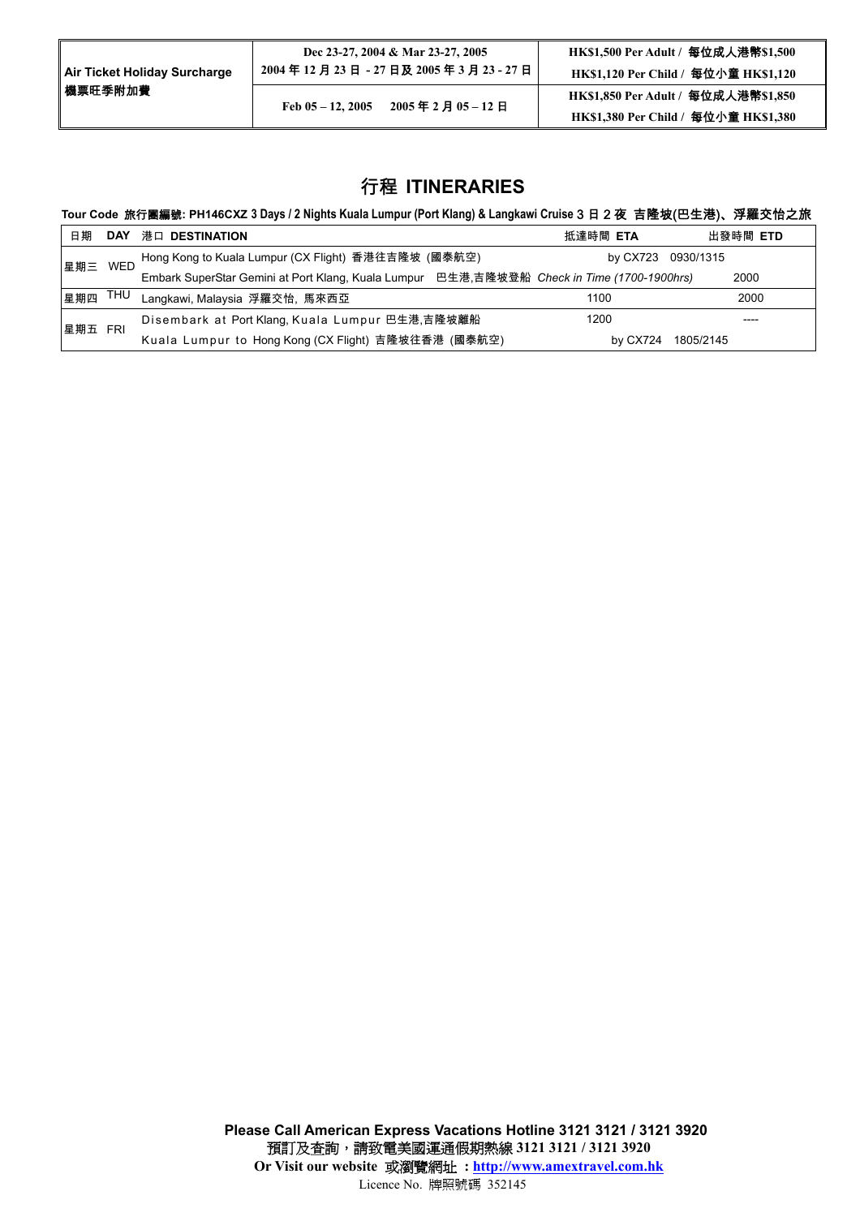| Air Ticket Holiday Surcharge 機票旺季附加費 | Dec 23-27, 2004 & Mar 23-27, 2005 2004 年 12 月 23 日 - 27 日及 2005 年 3 月 23 - 27 日 | HK$1,500 Per Adult / 每位成人港幣$1,500 HK$1,120 Per Child / 每位小童 HK$1,120 |
|---|---|---|
| | Feb 05 – 12, 2005 2005 年 2 月 05 – 12 日 | HK$1,850 Per Adult / 每位成人港幣$1,850 HK$1,380 Per Child / 每位小童 HK$1,380 |

# 行程 ITINERARIES

**Tour Code 旅行團編號: PH146CXZ 3 Days / 2 Nights Kuala Lumpur (Port Klang) & Langkawi Cruise 3 日 2 夜 吉隆坡(巴生港)、浮羅交怡之旅**

| 日期 | DAY | 港口 DESTINATION | 抵達時間 ETA | 出發時間 ETD |
|---|---|---|---|---|
| 星期三 | WED | Hong Kong to Kuala Lumpur (CX Flight) 香港往吉隆坡 (國泰航空) | by CX723 0930/1315 | |
| | | Embark SuperStar Gemini at Port Klang, Kuala Lumpur 巴生港,吉隆坡登船 *Check in Time (1700-1900hrs)* | | 2000 |
| 星期四 | THU | Langkawi, Malaysia 浮羅交怡, 馬來西亞 | 1100 | 2000 |
| 星期五 | FRI | Disembark at Port Klang, Kuala Lumpur 巴生港,吉隆坡離船 | 1200 | ---- |
| | | Kuala Lumpur to Hong Kong (CX Flight) 吉隆坡往香港 (國泰航空) | by CX724 1805/2145 | |

**Please Call American Express Vacations Hotline 3121 3121 / 3121 3920**

**預訂及查詢，請致電美國運通假期熱線 3121 3121 / 3121 3920**

**Or Visit our website 或瀏覽網址 ：http://www.amextravel.com.hk**

Licence No. 牌照號碼 352145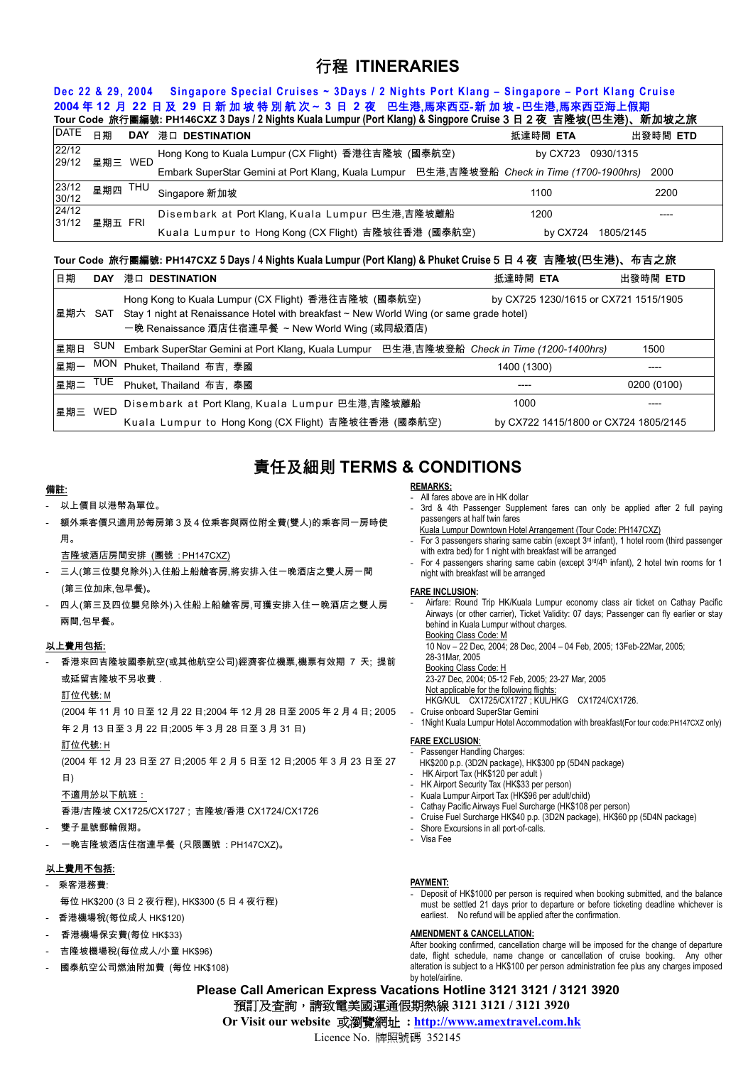# 行程 ITINERARIES

**Dec 22 & 29, 2004 Singapore Special Cruises ~ 3Days / 2 Nights Port Klang – Singapore – Port Klang Cruise**
**2004 年 12 月 22 日及 29 日新加坡特別航次~ 3 日 2 夜 巴生港,馬來西亞-新加坡-巴生港,馬來西亞海上假期**

**Tour Code 旅行團編號: PH146CXZ 3 Days / 2 Nights Kuala Lumpur (Port Klang) & Singpore Cruise 3 日 2 夜 吉隆坡(巴生港)、新加坡之旅**

| DATE | 日期 | DAY | 港口 DESTINATION | 抵達時間 ETA | 出發時間 ETD |
|---|---|---|---|---|---|
| 22/12 29/12 | 星期三 | WED | Hong Kong to Kuala Lumpur (CX Flight) 香港往吉隆坡 (國泰航空) | by CX723 0930/1315 | |
| | | | Embark SuperStar Gemini at Port Klang, Kuala Lumpur 巴生港,吉隆坡登船 *Check in Time (1700-1900hrs)* | | 2000 |
| 23/12 30/12 | 星期四 | THU | Singapore 新加坡 | 1100 | 2200 |
| 24/12 31/12 | 星期五 | FRI | Disembark at Port Klang, Kuala Lumpur 巴生港,吉隆坡離船 | 1200 | ---- |
| | | | Kuala Lumpur to Hong Kong (CX Flight) 吉隆坡往香港 (國泰航空) | by CX724 1805/2145 | |

**Tour Code 旅行團編號: PH147CXZ 5 Days / 4 Nights Kuala Lumpur (Port Klang) & Phuket Cruise 5 日 4 夜 吉隆坡(巴生港)、布吉之旅**

| 日期 | DAY | 港口 DESTINATION | 抵達時間 ETA | 出發時間 ETD |
|---|---|---|---|---|
| 星期六 | SAT | Hong Kong to Kuala Lumpur (CX Flight) 香港往吉隆坡 (國泰航空) Stay 1 night at Renaissance Hotel with breakfast ~ New World Wing (or same grade hotel) 一晚 Renaissance 酒店住宿連早餐 ~ New World Wing (或同級酒店) | by CX725 1230/1615 or CX721 1515/1905 | |
| 星期日 | SUN | Embark SuperStar Gemini at Port Klang, Kuala Lumpur 巴生港,吉隆坡登船 *Check in Time (1200-1400hrs)* | | 1500 |
| 星期一 | MON | Phuket, Thailand 布吉, 泰國 | 1400 (1300) | ---- |
| 星期二 | TUE | Phuket, Thailand 布吉, 泰國 | ---- | 0200 (0100) |
| 星期三 | WED | Disembark at Port Klang, Kuala Lumpur 巴生港,吉隆坡離船 | 1000 | ---- |
| | | Kuala Lumpur to Hong Kong (CX Flight) 吉隆坡往香港 (國泰航空) | by CX722 1415/1800 or CX724 1805/2145 | |

# 責任及細則 TERMS & CONDITIONS

**備註:**

- 以上價目以港幣為單位。
- 額外乘客價只適用於每房第 3 及 4 位乘客與兩位附全費(雙人)的乘客同一房時使用。

  吉隆坡酒店房間安排 (團號 : PH147CXZ)
- 三人(第三位嬰兒除外)入住船上艙客房,將安排入住一晚酒店之雙人房一間(第三位加床,包早餐)。
- 四人(第三及四位嬰兒除外)入住船上艙客房,可獲安排入住一晚酒店之雙人房兩間,包早餐。

**以上費用包括:**

- 香港來回吉隆坡國泰航空(或其他航空公司)經濟客位機票,機票有效期 7 天; 提前或延留吉隆坡不另收費 .

  訂位代號: M

  (2004 年 11 月 10 日至 12 月 22 日;2004 年 12 月 28 日至 2005 年 2 月 4 日; 2005 年 2 月 13 日至 3 月 22 日;2005 年 3 月 28 日至 3 月 31 日)

  訂位代號: H

  (2004 年 12 月 23 日至 27 日;2005 年 2 月 5 日至 12 日;2005 年 3 月 23 日至 27 日)

  不適用於以下航班 :

  香港/吉隆坡 CX1725/CX1727 ; 吉隆坡/香港 CX1724/CX1726
- 雙子星號郵輪假期。
- 一晚吉隆坡酒店住宿連早餐 (只限團號 : PH147CXZ)。

**以上費用不包括:**

- 乘客港務費:

  每位 HK$200 (3 日 2 夜行程), HK$300 (5 日 4 夜行程)
- 香港機場稅(每位成人 HK$120)
- 香港機場保安費(每位 HK$33)
- 吉隆坡機場稅(每位成人/小童 HK$96)
- 國泰航空公司燃油附加費 (每位 HK$108)

**REMARKS:**

- All fares above are in HK dollar
- 3rd & 4th Passenger Supplement fares can only be applied after 2 full paying passengers at half twin fares

  Kuala Lumpur Downtown Hotel Arrangement (Tour Code: PH147CXZ)
- For 3 passengers sharing same cabin (except 3rd infant), 1 hotel room (third passenger with extra bed) for 1 night with breakfast will be arranged
- For 4 passengers sharing same cabin (except 3rd/4th infant), 2 hotel twin rooms for 1 night with breakfast will be arranged

**FARE INCLUSION:**

- Airfare: Round Trip HK/Kuala Lumpur economy class air ticket on Cathay Pacific Airways (or other carrier), Ticket Validity: 07 days; Passenger can fly earlier or stay behind in Kuala Lumpur without charges.

  Booking Class Code: M

  10 Nov – 22 Dec, 2004; 28 Dec, 2004 – 04 Feb, 2005; 13Feb-22Mar, 2005; 28-31Mar, 2005

  Booking Class Code: H

  23-27 Dec, 2004; 05-12 Feb, 2005; 23-27 Mar, 2005

  Not applicable for the following flights:

  HKG/KUL CX1725/CX1727 ; KUL/HKG CX1724/CX1726.
- Cruise onboard SuperStar Gemini
- 1Night Kuala Lumpur Hotel Accommodation with breakfast(For tour code:PH147CXZ only)

**FARE EXCLUSION:**

- Passenger Handling Charges:

  HK$200 p.p. (3D2N package), HK$300 pp (5D4N package)
- HK Airport Tax (HK$120 per adult )
- HK Airport Security Tax (HK$33 per person)
- Kuala Lumpur Airport Tax (HK$96 per adult/child)
- Cathay Pacific Airways Fuel Surcharge (HK$108 per person)
- Cruise Fuel Surcharge HK$40 p.p. (3D2N package), HK$60 pp (5D4N package)
- Shore Excursions in all port-of-calls.
- Visa Fee

**PAYMENT:**

- Deposit of HK$1000 per person is required when booking submitted, and the balance must be settled 21 days prior to departure or before ticketing deadline whichever is earliest. No refund will be applied after the confirmation.

**AMENDMENT & CANCELLATION:**

After booking confirmed, cancellation charge will be imposed for the change of departure date, flight schedule, name change or cancellation of cruise booking. Any other alteration is subject to a HK$100 per person administration fee plus any charges imposed by hotel/airline.

**Please Call American Express Vacations Hotline 3121 3121 / 3121 3920**

**預訂及查詢,請致電美國運通假期熱線 3121 3121 / 3121 3920**

**Or Visit our website 或瀏覽網址 : http://www.amextravel.com.hk**

Licence No. 牌照號碼 352145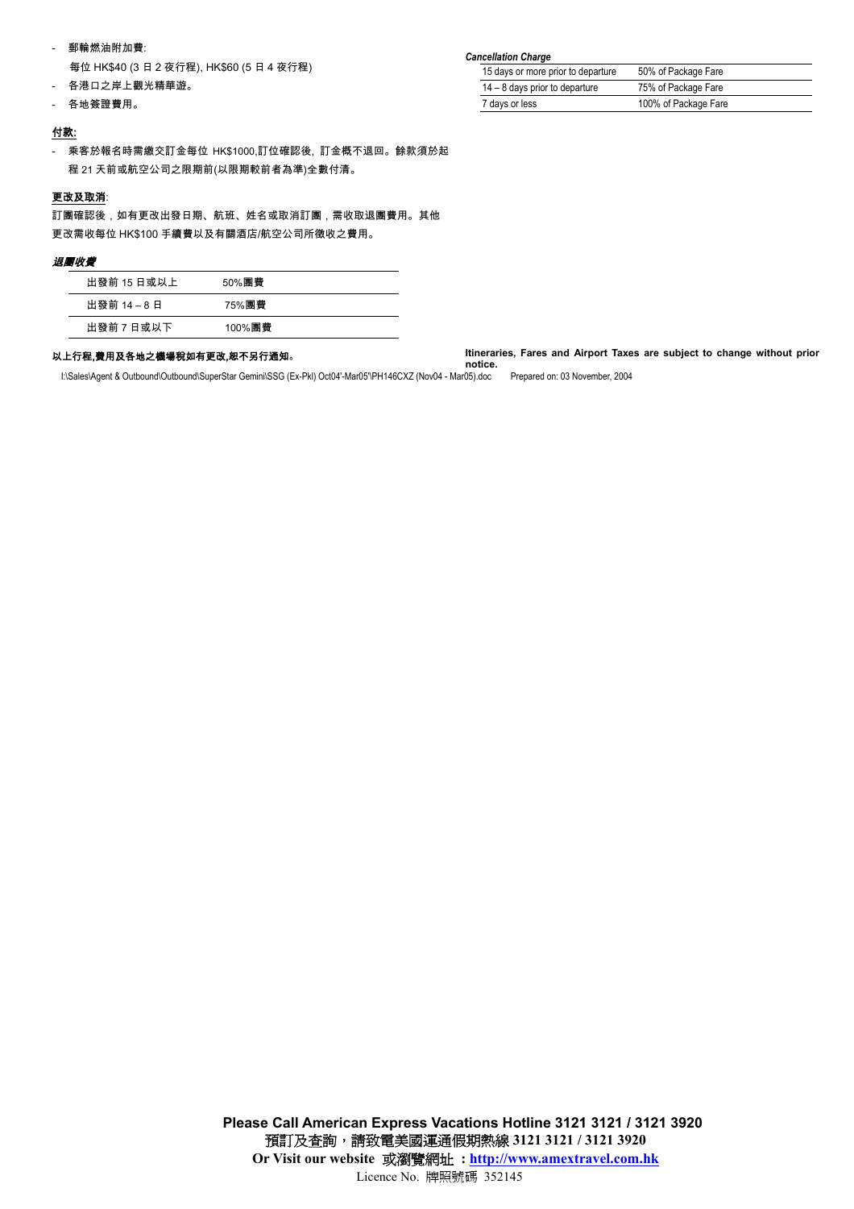- 郵輪燃油附加費:
  每位 HK$40 (3 日 2 夜行程), HK$60 (5 日 4 夜行程)
- 各港口之岸上觀光精華遊。
- 各地簽證費用。

**付款:**

- 乘客於報名時需繳交訂金每位 HK$1000,訂位確認後, 訂金概不退回。餘款須於起程 21 天前或航空公司之限期前(以限期較前者為準)全數付清。

**更改及取消**:

訂團確認後，如有更改出發日期、航班、姓名或取消訂團，需收取退團費用。其他更改需收每位 HK$100 手續費以及有關酒店/航空公司所徵收之費用。

***退團收費***

| | |
|---|---|
| 出發前 15 日或以上 | 50%團費 |
| 出發前 14 – 8 日 | 75%團費 |
| 出發前 7 日或以下 | 100%團費 |

***Cancellation Charge***

| | |
|---|---|
| 15 days or more prior to departure | 50% of Package Fare |
| 14 – 8 days prior to departure | 75% of Package Fare |
| 7 days or less | 100% of Package Fare |

**以上行程,費用及各地之機場稅如有更改,恕不另行通知。**

**Itineraries, Fares and Airport Taxes are subject to change without prior notice.**

I:\Sales\Agent & Outbound\Outbound\SuperStar Gemini\SSG (Ex-Pkl) Oct04'-Mar05'\PH146CXZ (Nov04 - Mar05).doc Prepared on: 03 November, 2004

**Please Call American Express Vacations Hotline 3121 3121 / 3121 3920**

**預訂及查詢，請致電美國運通假期熱線 3121 3121 / 3121 3920**

**Or Visit our website 或瀏覽網址：http://www.amextravel.com.hk**

Licence No. 牌照號碼 352145